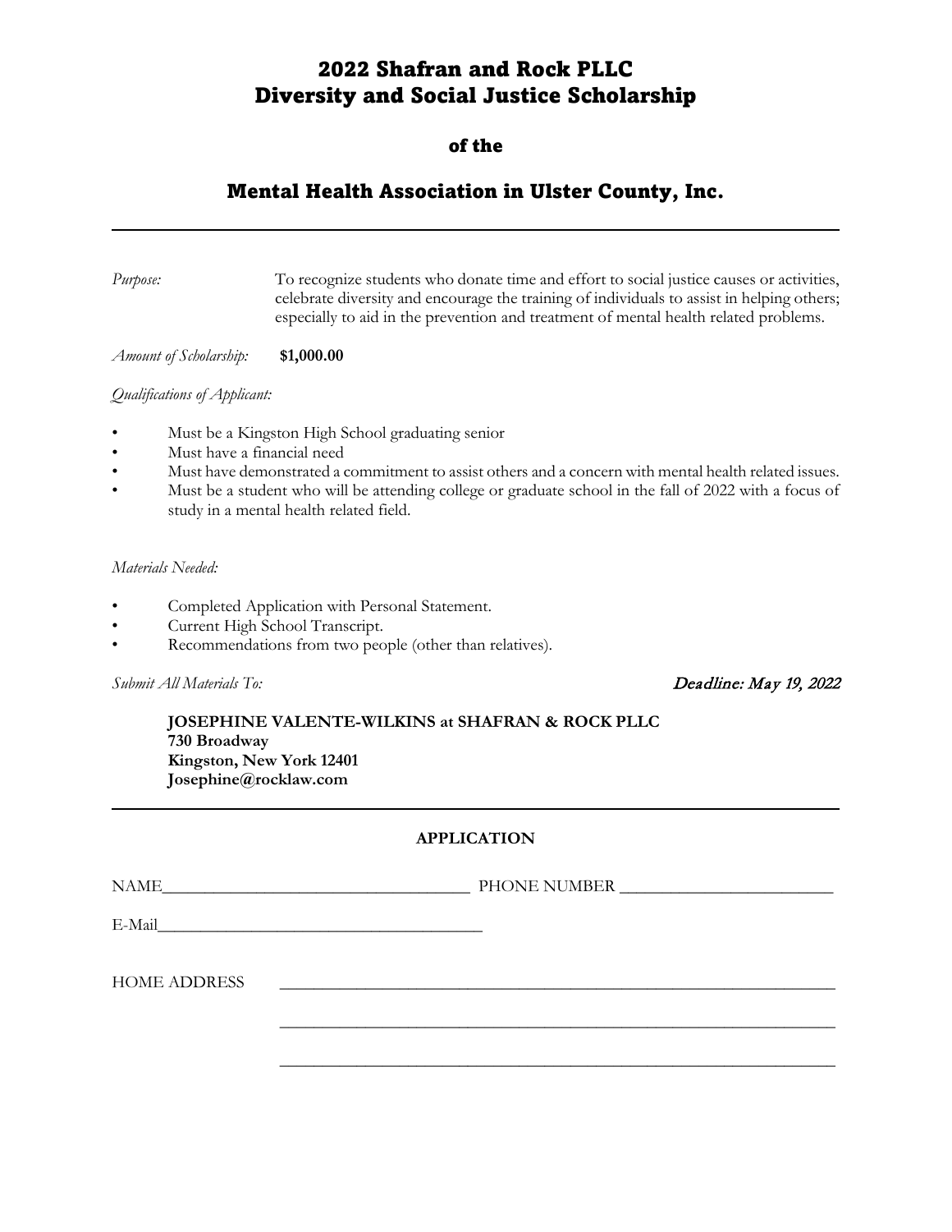# 2022 Shafran and Rock PLLC
# Diversity and Social Justice Scholarship

### of the

## Mental Health Association in Ulster County, Inc.

---

*Purpose:* To recognize students who donate time and effort to social justice causes or activities, celebrate diversity and encourage the training of individuals to assist in helping others; especially to aid in the prevention and treatment of mental health related problems.

*Amount of Scholarship:* **$1,000.00**

*Qualifications of Applicant:*

- Must be a Kingston High School graduating senior
- Must have a financial need
- Must have demonstrated a commitment to assist others and a concern with mental health related issues.
- Must be a student who will be attending college or graduate school in the fall of 2022 with a focus of study in a mental health related field.

*Materials Needed:*

- Completed Application with Personal Statement.
- Current High School Transcript.
- Recommendations from two people (other than relatives).

*Submit All Materials To:* *Deadline: May 19, 2022*

**JOSEPHINE VALENTE-WILKINS at SHAFRAN & ROCK PLLC**
**730 Broadway**
**Kingston, New York 12401**
**Josephine@rocklaw.com**

---

**APPLICATION**

NAME_____________________________________ PHONE NUMBER _________________________

E-Mail_______________________________________

HOME ADDRESS ___________________________________________________________________

___________________________________________________________________

___________________________________________________________________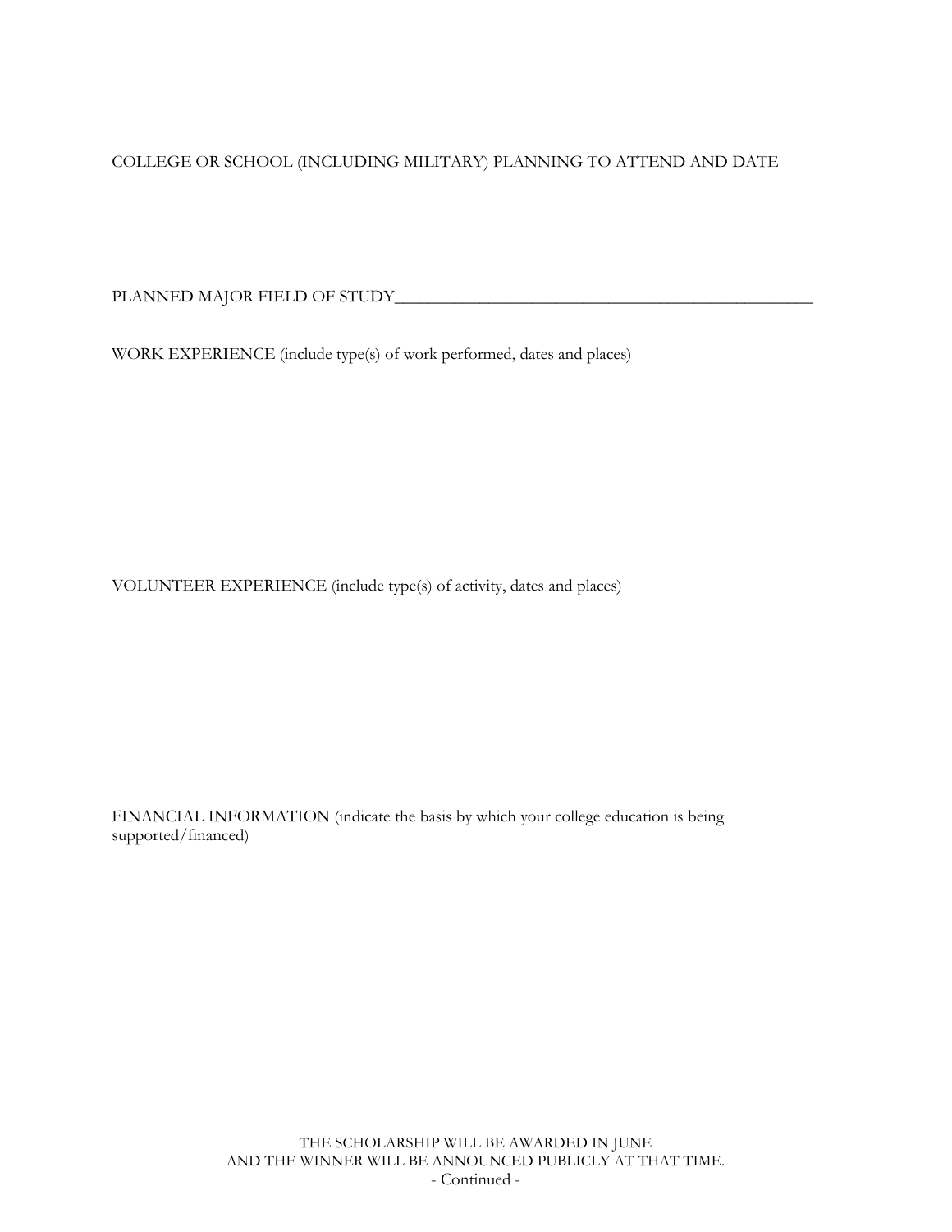COLLEGE OR SCHOOL (INCLUDING MILITARY) PLANNING TO ATTEND AND DATE

PLANNED MAJOR FIELD OF STUDY___________________________________________________

WORK EXPERIENCE (include type(s) of work performed, dates and places)

VOLUNTEER EXPERIENCE (include type(s) of activity, dates and places)

FINANCIAL INFORMATION (indicate the basis by which your college education is being supported/financed)

THE SCHOLARSHIP WILL BE AWARDED IN JUNE
AND THE WINNER WILL BE ANNOUNCED PUBLICLY AT THAT TIME.

\- Continued -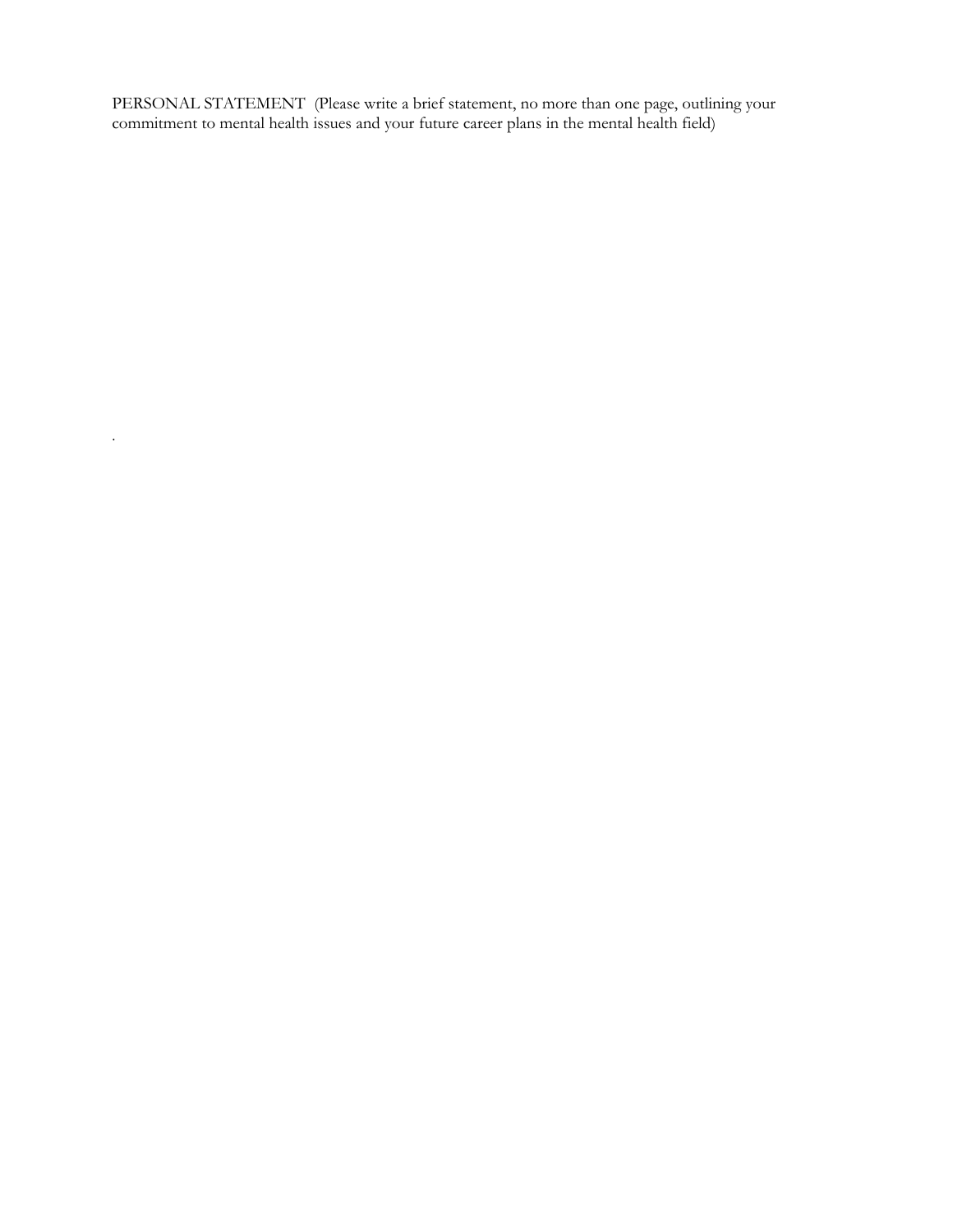PERSONAL STATEMENT (Please write a brief statement, no more than one page, outlining your commitment to mental health issues and your future career plans in the mental health field)

.